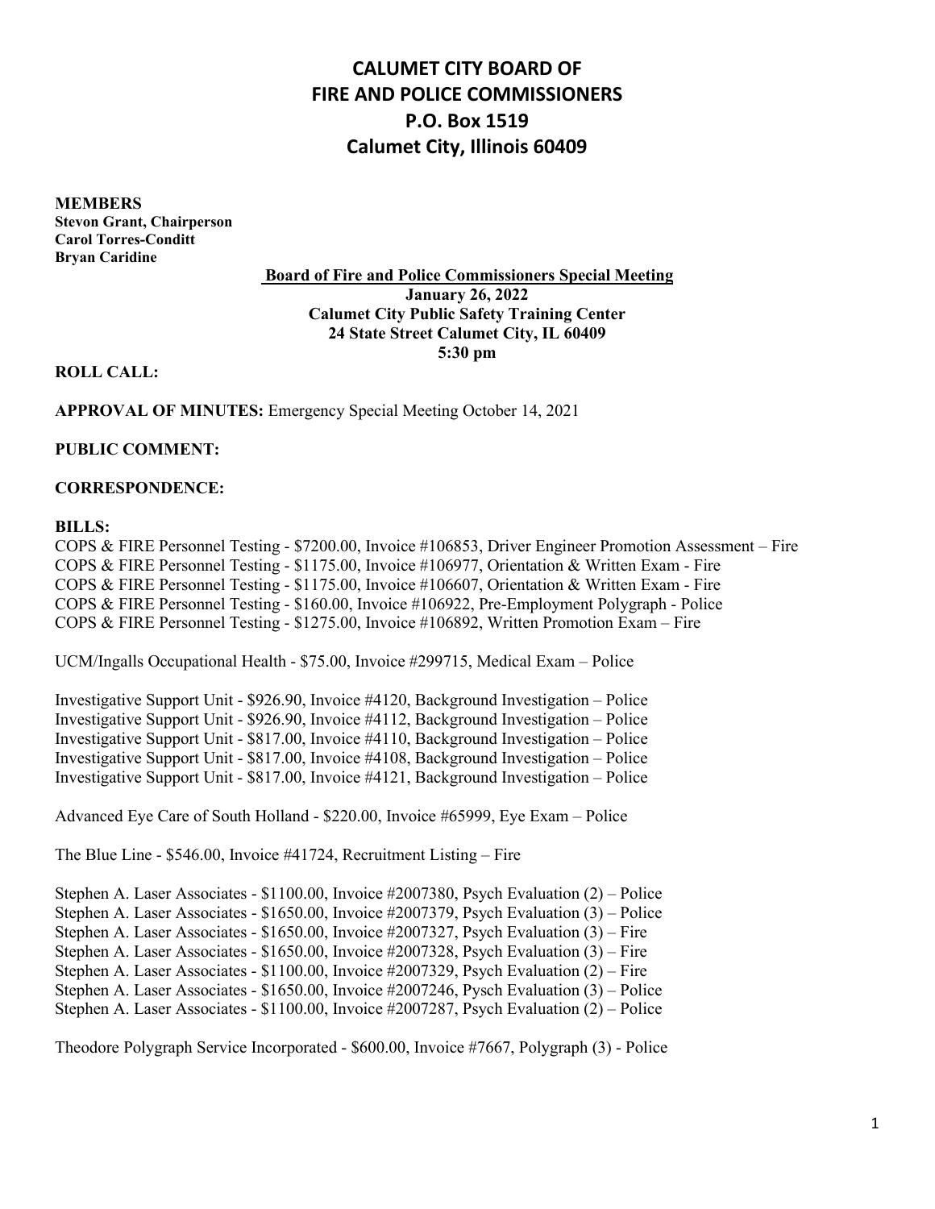# CALUMET CITY BOARD OF FIRE AND POLICE COMMISSIONERS
## P.O. Box 1519
## Calumet City, Illinois 60409

**MEMBERS**
**Stevon Grant, Chairperson**
**Carol Torres-Conditt**
**Bryan Caridine**

**Board of Fire and Police Commissioners Special Meeting**
**January 26, 2022**
**Calumet City Public Safety Training Center**
**24 State Street Calumet City, IL 60409**
**5:30 pm**

**ROLL CALL:**

**APPROVAL OF MINUTES:** Emergency Special Meeting October 14, 2021

**PUBLIC COMMENT:**

**CORRESPONDENCE:**

**BILLS:**

COPS & FIRE Personnel Testing - $7200.00, Invoice #106853, Driver Engineer Promotion Assessment – Fire
COPS & FIRE Personnel Testing - $1175.00, Invoice #106977, Orientation & Written Exam - Fire
COPS & FIRE Personnel Testing - $1175.00, Invoice #106607, Orientation & Written Exam - Fire
COPS & FIRE Personnel Testing - $160.00, Invoice #106922, Pre-Employment Polygraph - Police
COPS & FIRE Personnel Testing - $1275.00, Invoice #106892, Written Promotion Exam – Fire

UCM/Ingalls Occupational Health - $75.00, Invoice #299715, Medical Exam – Police

Investigative Support Unit - $926.90, Invoice #4120, Background Investigation – Police
Investigative Support Unit - $926.90, Invoice #4112, Background Investigation – Police
Investigative Support Unit - $817.00, Invoice #4110, Background Investigation – Police
Investigative Support Unit - $817.00, Invoice #4108, Background Investigation – Police
Investigative Support Unit - $817.00, Invoice #4121, Background Investigation – Police

Advanced Eye Care of South Holland - $220.00, Invoice #65999, Eye Exam – Police

The Blue Line - $546.00, Invoice #41724, Recruitment Listing – Fire

Stephen A. Laser Associates - $1100.00, Invoice #2007380, Psych Evaluation (2) – Police
Stephen A. Laser Associates - $1650.00, Invoice #2007379, Psych Evaluation (3) – Police
Stephen A. Laser Associates - $1650.00, Invoice #2007327, Psych Evaluation (3) – Fire
Stephen A. Laser Associates - $1650.00, Invoice #2007328, Psych Evaluation (3) – Fire
Stephen A. Laser Associates - $1100.00, Invoice #2007329, Psych Evaluation (2) – Fire
Stephen A. Laser Associates - $1650.00, Invoice #2007246, Pysch Evaluation (3) – Police
Stephen A. Laser Associates - $1100.00, Invoice #2007287, Psych Evaluation (2) – Police

Theodore Polygraph Service Incorporated - $600.00, Invoice #7667, Polygraph (3) - Police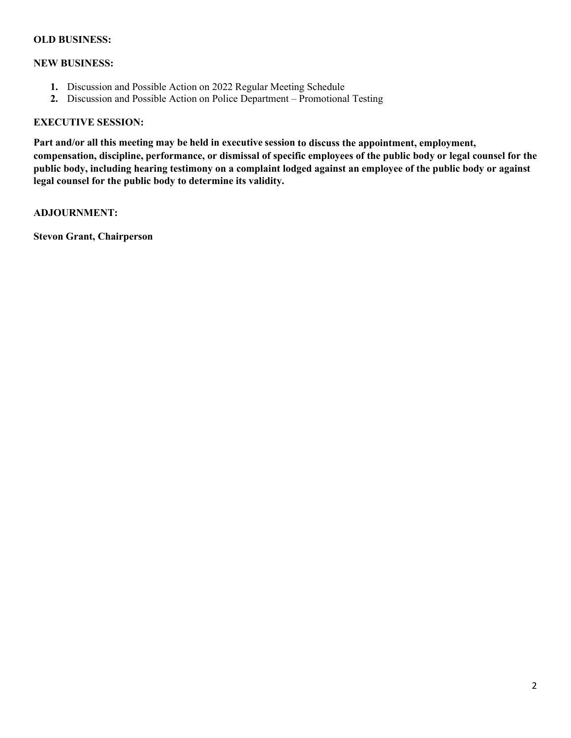**OLD BUSINESS:**

**NEW BUSINESS:**

1. Discussion and Possible Action on 2022 Regular Meeting Schedule
2. Discussion and Possible Action on Police Department – Promotional Testing

**EXECUTIVE SESSION:**

**Part and/or all this meeting may be held in executive session to discuss the appointment, employment, compensation, discipline, performance, or dismissal of specific employees of the public body or legal counsel for the public body, including hearing testimony on a complaint lodged against an employee of the public body or against legal counsel for the public body to determine its validity.**

**ADJOURNMENT:**

**Stevon Grant, Chairperson**